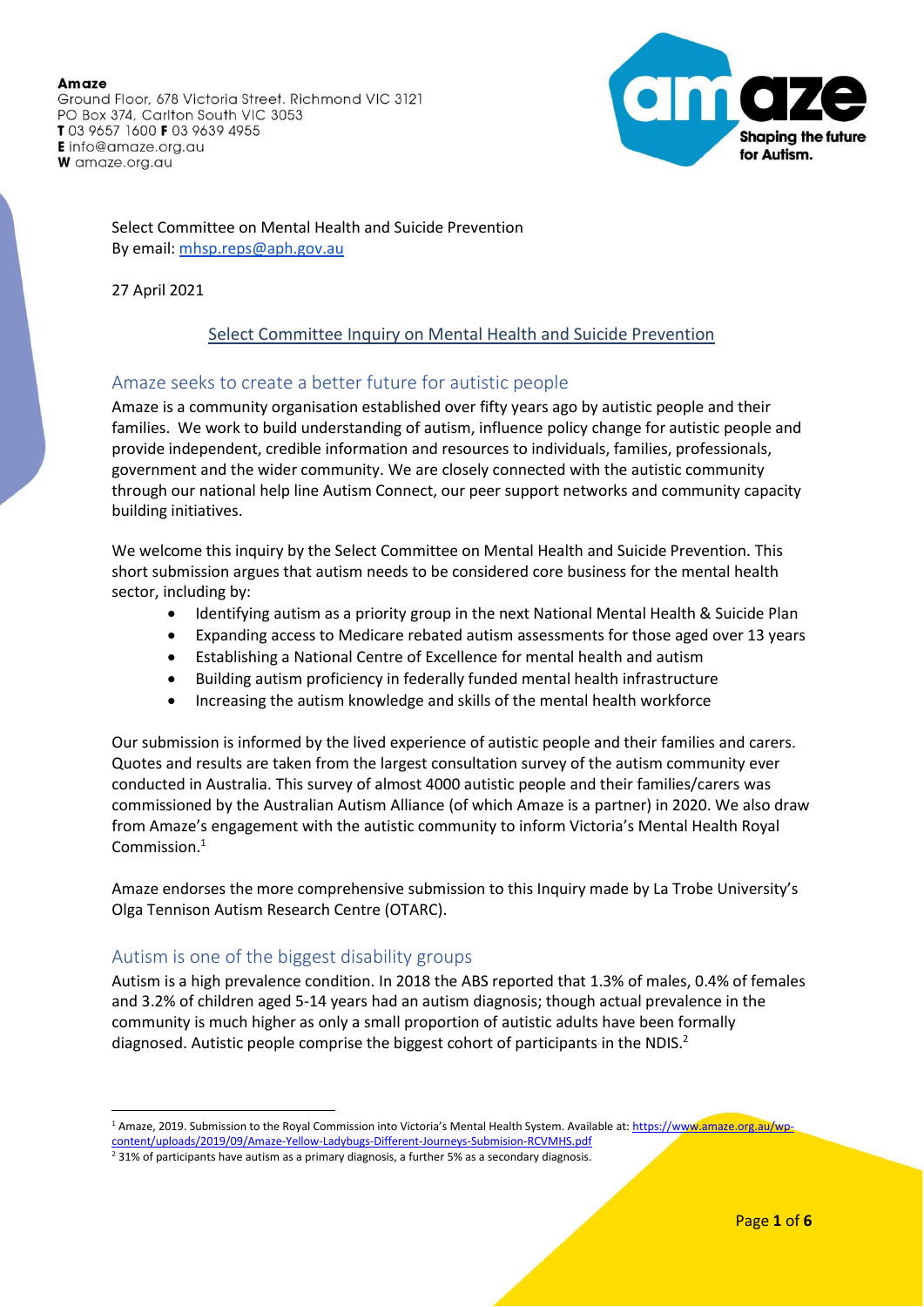**Amaze**
Ground Floor, 678 Victoria Street, Richmond VIC 3121
PO Box 374, Carlton South VIC 3053
**T** 03 9657 1600 **F** 03 9639 4955
**E** info@amaze.org.au
**W** amaze.org.au

Select Committee on Mental Health and Suicide Prevention
By email: mhsp.reps@aph.gov.au

27 April 2021

Select Committee Inquiry on Mental Health and Suicide Prevention

## Amaze seeks to create a better future for autistic people

Amaze is a community organisation established over fifty years ago by autistic people and their families. We work to build understanding of autism, influence policy change for autistic people and provide independent, credible information and resources to individuals, families, professionals, government and the wider community. We are closely connected with the autistic community through our national help line Autism Connect, our peer support networks and community capacity building initiatives.

We welcome this inquiry by the Select Committee on Mental Health and Suicide Prevention. This short submission argues that autism needs to be considered core business for the mental health sector, including by:

- Identifying autism as a priority group in the next National Mental Health & Suicide Plan
- Expanding access to Medicare rebated autism assessments for those aged over 13 years
- Establishing a National Centre of Excellence for mental health and autism
- Building autism proficiency in federally funded mental health infrastructure
- Increasing the autism knowledge and skills of the mental health workforce

Our submission is informed by the lived experience of autistic people and their families and carers. Quotes and results are taken from the largest consultation survey of the autism community ever conducted in Australia. This survey of almost 4000 autistic people and their families/carers was commissioned by the Australian Autism Alliance (of which Amaze is a partner) in 2020. We also draw from Amaze's engagement with the autistic community to inform Victoria's Mental Health Royal Commission.[1]

Amaze endorses the more comprehensive submission to this Inquiry made by La Trobe University's Olga Tennison Autism Research Centre (OTARC).

## Autism is one of the biggest disability groups

Autism is a high prevalence condition. In 2018 the ABS reported that 1.3% of males, 0.4% of females and 3.2% of children aged 5-14 years had an autism diagnosis; though actual prevalence in the community is much higher as only a small proportion of autistic adults have been formally diagnosed. Autistic people comprise the biggest cohort of participants in the NDIS.[2]

---

[1] Amaze, 2019. Submission to the Royal Commission into Victoria's Mental Health System. Available at: https://www.amaze.org.au/wp-content/uploads/2019/09/Amaze-Yellow-Ladybugs-Different-Journeys-Submision-RCVMHS.pdf

[2] 31% of participants have autism as a primary diagnosis, a further 5% as a secondary diagnosis.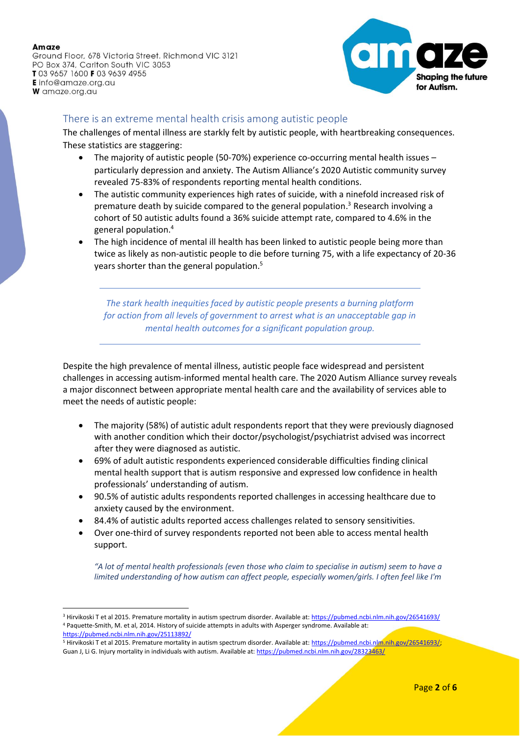## There is an extreme mental health crisis among autistic people

The challenges of mental illness are starkly felt by autistic people, with heartbreaking consequences. These statistics are staggering:

- The majority of autistic people (50-70%) experience co-occurring mental health issues – particularly depression and anxiety. The Autism Alliance's 2020 Autistic community survey revealed 75-83% of respondents reporting mental health conditions.
- The autistic community experiences high rates of suicide, with a ninefold increased risk of premature death by suicide compared to the general population.[3] Research involving a cohort of 50 autistic adults found a 36% suicide attempt rate, compared to 4.6% in the general population.[4]
- The high incidence of mental ill health has been linked to autistic people being more than twice as likely as non-autistic people to die before turning 75, with a life expectancy of 20-36 years shorter than the general population.[5]

---

*The stark health inequities faced by autistic people presents a burning platform for action from all levels of government to arrest what is an unacceptable gap in mental health outcomes for a significant population group.*

---

Despite the high prevalence of mental illness, autistic people face widespread and persistent challenges in accessing autism-informed mental health care. The 2020 Autism Alliance survey reveals a major disconnect between appropriate mental health care and the availability of services able to meet the needs of autistic people:

- The majority (58%) of autistic adult respondents report that they were previously diagnosed with another condition which their doctor/psychologist/psychiatrist advised was incorrect after they were diagnosed as autistic.
- 69% of adult autistic respondents experienced considerable difficulties finding clinical mental health support that is autism responsive and expressed low confidence in health professionals' understanding of autism.
- 90.5% of autistic adults respondents reported challenges in accessing healthcare due to anxiety caused by the environment.
- 84.4% of autistic adults reported access challenges related to sensory sensitivities.
- Over one-third of survey respondents reported not been able to access mental health support.

*"A lot of mental health professionals (even those who claim to specialise in autism) seem to have a limited understanding of how autism can affect people, especially women/girls. I often feel like I'm*

---

[3] Hirvikoski T et al 2015. Premature mortality in autism spectrum disorder. Available at: https://pubmed.ncbi.nlm.nih.gov/26541693/

[4] Paquette-Smith, M. et al, 2014. History of suicide attempts in adults with Asperger syndrome. Available at: https://pubmed.ncbi.nlm.nih.gov/25113892/

[5] Hirvikoski T et al 2015. Premature mortality in autism spectrum disorder. Available at: https://pubmed.ncbi.nlm.nih.gov/26541693/; Guan J, Li G. Injury mortality in individuals with autism. Available at: https://pubmed.ncbi.nlm.nih.gov/28323463/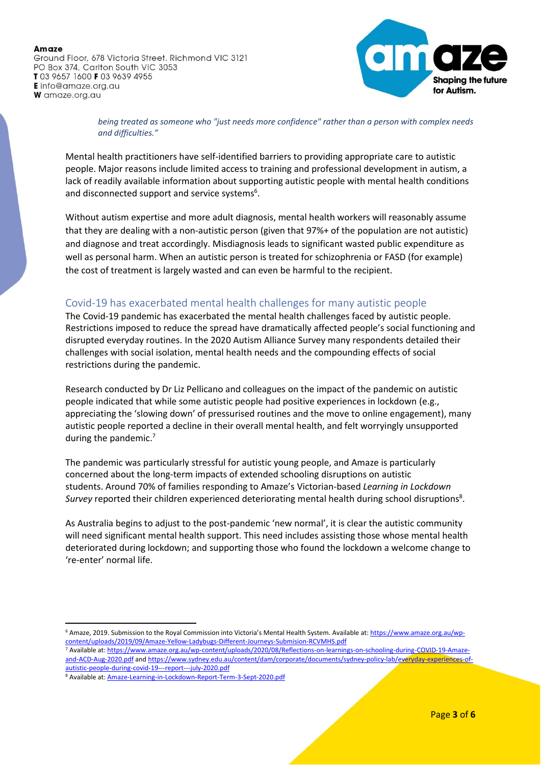*being treated as someone who "just needs more confidence" rather than a person with complex needs and difficulties."*

Mental health practitioners have self-identified barriers to providing appropriate care to autistic people. Major reasons include limited access to training and professional development in autism, a lack of readily available information about supporting autistic people with mental health conditions and disconnected support and service systems[6].

Without autism expertise and more adult diagnosis, mental health workers will reasonably assume that they are dealing with a non-autistic person (given that 97%+ of the population are not autistic) and diagnose and treat accordingly. Misdiagnosis leads to significant wasted public expenditure as well as personal harm. When an autistic person is treated for schizophrenia or FASD (for example) the cost of treatment is largely wasted and can even be harmful to the recipient.

## Covid-19 has exacerbated mental health challenges for many autistic people

The Covid-19 pandemic has exacerbated the mental health challenges faced by autistic people. Restrictions imposed to reduce the spread have dramatically affected people's social functioning and disrupted everyday routines. In the 2020 Autism Alliance Survey many respondents detailed their challenges with social isolation, mental health needs and the compounding effects of social restrictions during the pandemic.

Research conducted by Dr Liz Pellicano and colleagues on the impact of the pandemic on autistic people indicated that while some autistic people had positive experiences in lockdown (e.g., appreciating the 'slowing down' of pressurised routines and the move to online engagement), many autistic people reported a decline in their overall mental health, and felt worryingly unsupported during the pandemic.[7]

The pandemic was particularly stressful for autistic young people, and Amaze is particularly concerned about the long-term impacts of extended schooling disruptions on autistic students. Around 70% of families responding to Amaze's Victorian-based *Learning in Lockdown Survey* reported their children experienced deteriorating mental health during school disruptions[8].

As Australia begins to adjust to the post-pandemic 'new normal', it is clear the autistic community will need significant mental health support. This need includes assisting those whose mental health deteriorated during lockdown; and supporting those who found the lockdown a welcome change to 're-enter' normal life.

---

[6] Amaze, 2019. Submission to the Royal Commission into Victoria's Mental Health System. Available at: https://www.amaze.org.au/wp-content/uploads/2019/09/Amaze-Yellow-Ladybugs-Different-Journeys-Submision-RCVMHS.pdf

[7] Available at: https://www.amaze.org.au/wp-content/uploads/2020/08/Reflections-on-learnings-on-schooling-during-COVID-19-Amaze-and-ACD-Aug-2020.pdf and https://www.sydney.edu.au/content/dam/corporate/documents/sydney-policy-lab/everyday-experiences-of-autistic-people-during-covid-19---report---july-2020.pdf

[8] Available at: Amaze-Learning-in-Lockdown-Report-Term-3-Sept-2020.pdf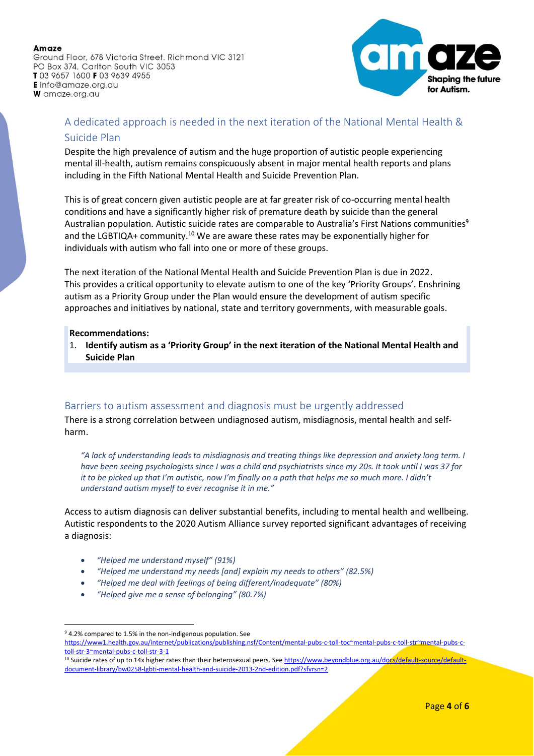## A dedicated approach is needed in the next iteration of the National Mental Health & Suicide Plan

Despite the high prevalence of autism and the huge proportion of autistic people experiencing mental ill-health, autism remains conspicuously absent in major mental health reports and plans including in the Fifth National Mental Health and Suicide Prevention Plan.

This is of great concern given autistic people are at far greater risk of co-occurring mental health conditions and have a significantly higher risk of premature death by suicide than the general Australian population. Autistic suicide rates are comparable to Australia's First Nations communities[9] and the LGBTIQA+ community.[10] We are aware these rates may be exponentially higher for individuals with autism who fall into one or more of these groups.

The next iteration of the National Mental Health and Suicide Prevention Plan is due in 2022. This provides a critical opportunity to elevate autism to one of the key 'Priority Groups'. Enshrining autism as a Priority Group under the Plan would ensure the development of autism specific approaches and initiatives by national, state and territory governments, with measurable goals.

**Recommendations:**

1. **Identify autism as a 'Priority Group' in the next iteration of the National Mental Health and Suicide Plan**

## Barriers to autism assessment and diagnosis must be urgently addressed

There is a strong correlation between undiagnosed autism, misdiagnosis, mental health and self-harm.

> *"A lack of understanding leads to misdiagnosis and treating things like depression and anxiety long term. I have been seeing psychologists since I was a child and psychiatrists since my 20s. It took until I was 37 for it to be picked up that I'm autistic, now I'm finally on a path that helps me so much more. I didn't understand autism myself to ever recognise it in me."*

Access to autism diagnosis can deliver substantial benefits, including to mental health and wellbeing. Autistic respondents to the 2020 Autism Alliance survey reported significant advantages of receiving a diagnosis:

- *"Helped me understand myself" (91%)*
- *"Helped me understand my needs [and] explain my needs to others" (82.5%)*
- *"Helped me deal with feelings of being different/inadequate" (80%)*
- *"Helped give me a sense of belonging" (80.7%)*

---

[9] 4.2% compared to 1.5% in the non-indigenous population. See https://www1.health.gov.au/internet/publications/publishing.nsf/Content/mental-pubs-c-toll-toc~mental-pubs-c-toll-str~mental-pubs-c-toll-str-3~mental-pubs-c-toll-str-3-1

[10] Suicide rates of up to 14x higher rates than their heterosexual peers. See https://www.beyondblue.org.au/docs/default-source/default-document-library/bw0258-lgbti-mental-health-and-suicide-2013-2nd-edition.pdf?sfvrsn=2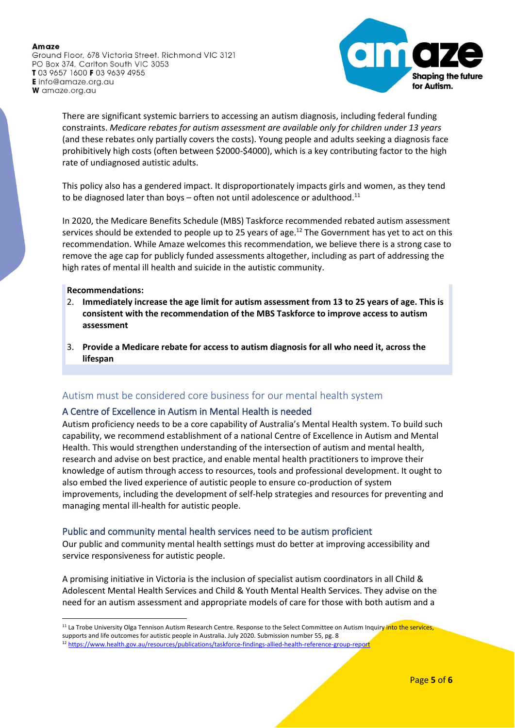There are significant systemic barriers to accessing an autism diagnosis, including federal funding constraints. *Medicare rebates for autism assessment are available only for children under 13 years* (and these rebates only partially covers the costs). Young people and adults seeking a diagnosis face prohibitively high costs (often between $2000-$4000), which is a key contributing factor to the high rate of undiagnosed autistic adults.

This policy also has a gendered impact. It disproportionately impacts girls and women, as they tend to be diagnosed later than boys – often not until adolescence or adulthood.[11]

In 2020, the Medicare Benefits Schedule (MBS) Taskforce recommended rebated autism assessment services should be extended to people up to 25 years of age.[12] The Government has yet to act on this recommendation. While Amaze welcomes this recommendation, we believe there is a strong case to remove the age cap for publicly funded assessments altogether, including as part of addressing the high rates of mental ill health and suicide in the autistic community.

**Recommendations:**

2. **Immediately increase the age limit for autism assessment from 13 to 25 years of age. This is consistent with the recommendation of the MBS Taskforce to improve access to autism assessment**
3. **Provide a Medicare rebate for access to autism diagnosis for all who need it, across the lifespan**

## Autism must be considered core business for our mental health system

### A Centre of Excellence in Autism in Mental Health is needed

Autism proficiency needs to be a core capability of Australia's Mental Health system. To build such capability, we recommend establishment of a national Centre of Excellence in Autism and Mental Health. This would strengthen understanding of the intersection of autism and mental health, research and advise on best practice, and enable mental health practitioners to improve their knowledge of autism through access to resources, tools and professional development. It ought to also embed the lived experience of autistic people to ensure co-production of system improvements, including the development of self-help strategies and resources for preventing and managing mental ill-health for autistic people.

### Public and community mental health services need to be autism proficient

Our public and community mental health settings must do better at improving accessibility and service responsiveness for autistic people.

A promising initiative in Victoria is the inclusion of specialist autism coordinators in all Child & Adolescent Mental Health Services and Child & Youth Mental Health Services. They advise on the need for an autism assessment and appropriate models of care for those with both autism and a

---

[11] La Trobe University Olga Tennison Autism Research Centre. Response to the Select Committee on Autism Inquiry into the services, supports and life outcomes for autistic people in Australia. July 2020. Submission number 55, pg. 8

[12] https://www.health.gov.au/resources/publications/taskforce-findings-allied-health-reference-group-report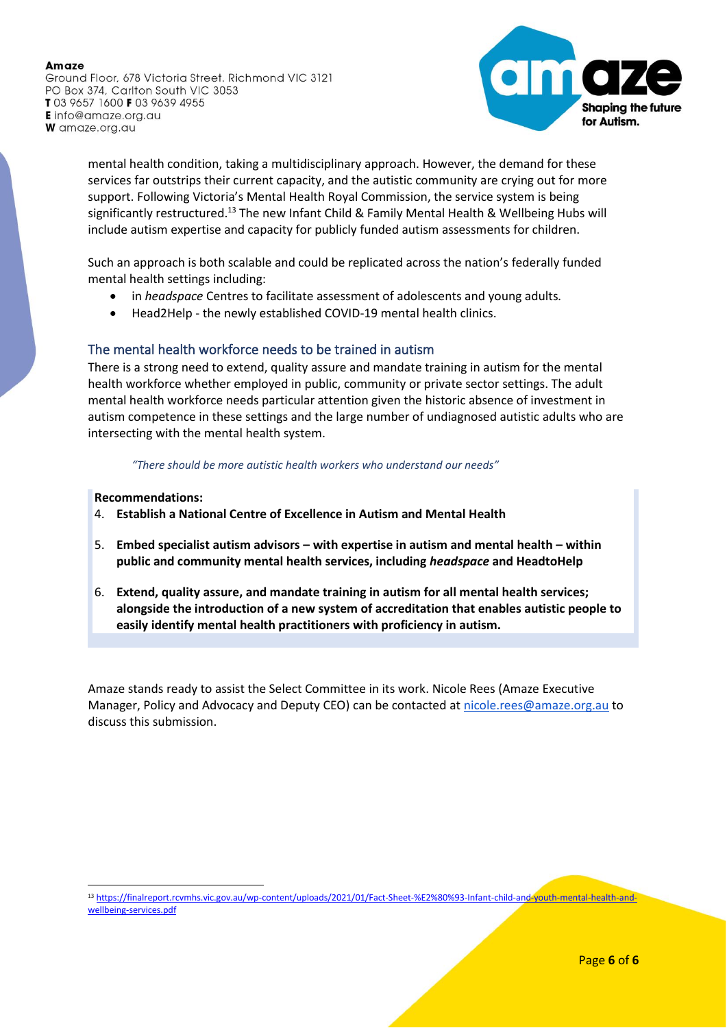mental health condition, taking a multidisciplinary approach. However, the demand for these services far outstrips their current capacity, and the autistic community are crying out for more support. Following Victoria's Mental Health Royal Commission, the service system is being significantly restructured.[13] The new Infant Child & Family Mental Health & Wellbeing Hubs will include autism expertise and capacity for publicly funded autism assessments for children.

Such an approach is both scalable and could be replicated across the nation's federally funded mental health settings including:

- in *headspace* Centres to facilitate assessment of adolescents and young adults.
- Head2Help - the newly established COVID-19 mental health clinics.

## The mental health workforce needs to be trained in autism

There is a strong need to extend, quality assure and mandate training in autism for the mental health workforce whether employed in public, community or private sector settings. The adult mental health workforce needs particular attention given the historic absence of investment in autism competence in these settings and the large number of undiagnosed autistic adults who are intersecting with the mental health system.

> *"There should be more autistic health workers who understand our needs"*

**Recommendations:**

4. **Establish a National Centre of Excellence in Autism and Mental Health**
5. **Embed specialist autism advisors – with expertise in autism and mental health – within public and community mental health services, including *headspace* and HeadtoHelp**
6. **Extend, quality assure, and mandate training in autism for all mental health services; alongside the introduction of a new system of accreditation that enables autistic people to easily identify mental health practitioners with proficiency in autism.**

Amaze stands ready to assist the Select Committee in its work. Nicole Rees (Amaze Executive Manager, Policy and Advocacy and Deputy CEO) can be contacted at nicole.rees@amaze.org.au to discuss this submission.

[13] https://finalreport.rcvmhs.vic.gov.au/wp-content/uploads/2021/01/Fact-Sheet-%E2%80%93-Infant-child-and-youth-mental-health-and-wellbeing-services.pdf